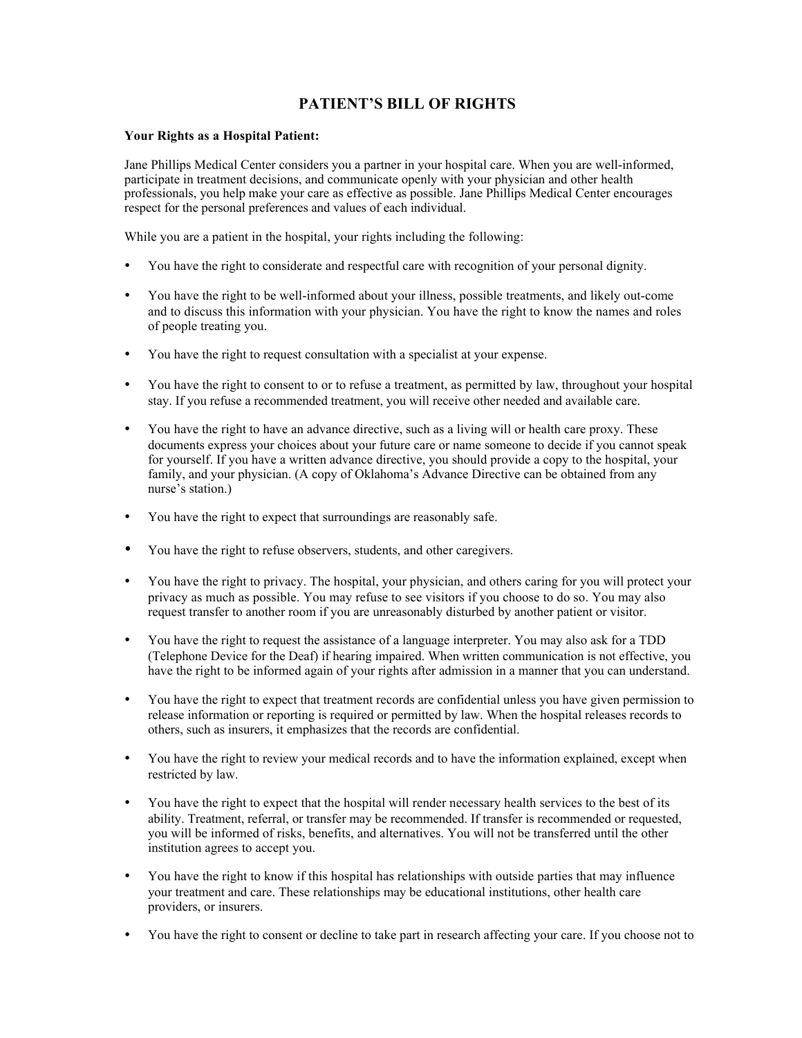# PATIENT'S BILL OF RIGHTS

**Your Rights as a Hospital Patient:**

Jane Phillips Medical Center considers you a partner in your hospital care. When you are well-informed, participate in treatment decisions, and communicate openly with your physician and other health professionals, you help make your care as effective as possible. Jane Phillips Medical Center encourages respect for the personal preferences and values of each individual.

While you are a patient in the hospital, your rights including the following:

- You have the right to considerate and respectful care with recognition of your personal dignity.
- You have the right to be well-informed about your illness, possible treatments, and likely out-come and to discuss this information with your physician. You have the right to know the names and roles of people treating you.
- You have the right to request consultation with a specialist at your expense.
- You have the right to consent to or to refuse a treatment, as permitted by law, throughout your hospital stay. If you refuse a recommended treatment, you will receive other needed and available care.
- You have the right to have an advance directive, such as a living will or health care proxy. These documents express your choices about your future care or name someone to decide if you cannot speak for yourself. If you have a written advance directive, you should provide a copy to the hospital, your family, and your physician. (A copy of Oklahoma's Advance Directive can be obtained from any nurse's station.)
- You have the right to expect that surroundings are reasonably safe.
- You have the right to refuse observers, students, and other caregivers.
- You have the right to privacy. The hospital, your physician, and others caring for you will protect your privacy as much as possible. You may refuse to see visitors if you choose to do so. You may also request transfer to another room if you are unreasonably disturbed by another patient or visitor.
- You have the right to request the assistance of a language interpreter. You may also ask for a TDD (Telephone Device for the Deaf) if hearing impaired. When written communication is not effective, you have the right to be informed again of your rights after admission in a manner that you can understand.
- You have the right to expect that treatment records are confidential unless you have given permission to release information or reporting is required or permitted by law. When the hospital releases records to others, such as insurers, it emphasizes that the records are confidential.
- You have the right to review your medical records and to have the information explained, except when restricted by law.
- You have the right to expect that the hospital will render necessary health services to the best of its ability. Treatment, referral, or transfer may be recommended. If transfer is recommended or requested, you will be informed of risks, benefits, and alternatives. You will not be transferred until the other institution agrees to accept you.
- You have the right to know if this hospital has relationships with outside parties that may influence your treatment and care. These relationships may be educational institutions, other health care providers, or insurers.
- You have the right to consent or decline to take part in research affecting your care. If you choose not to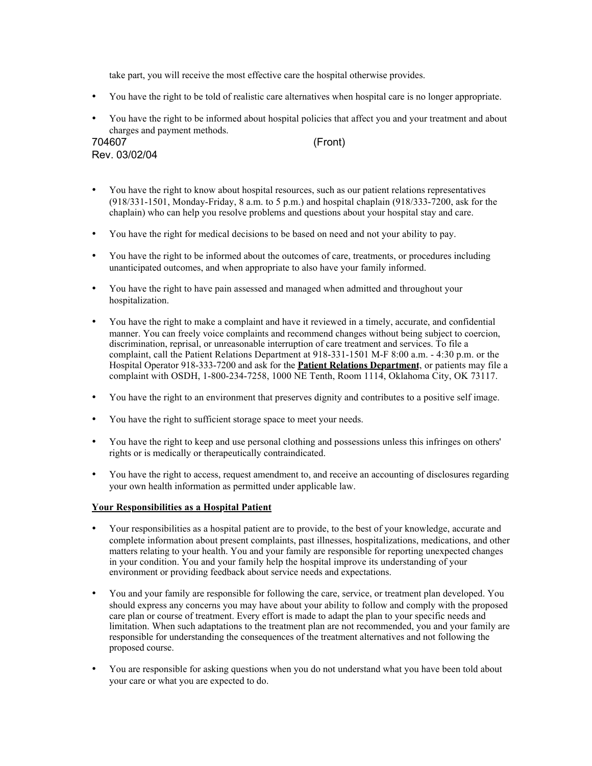take part, you will receive the most effective care the hospital otherwise provides.

- You have the right to be told of realistic care alternatives when hospital care is no longer appropriate.
- You have the right to be informed about hospital policies that affect you and your treatment and about charges and payment methods.

704607 (Front)
Rev. 03/02/04

- You have the right to know about hospital resources, such as our patient relations representatives (918/331-1501, Monday-Friday, 8 a.m. to 5 p.m.) and hospital chaplain (918/333-7200, ask for the chaplain) who can help you resolve problems and questions about your hospital stay and care.
- You have the right for medical decisions to be based on need and not your ability to pay.
- You have the right to be informed about the outcomes of care, treatments, or procedures including unanticipated outcomes, and when appropriate to also have your family informed.
- You have the right to have pain assessed and managed when admitted and throughout your hospitalization.
- You have the right to make a complaint and have it reviewed in a timely, accurate, and confidential manner. You can freely voice complaints and recommend changes without being subject to coercion, discrimination, reprisal, or unreasonable interruption of care treatment and services. To file a complaint, call the Patient Relations Department at 918-331-1501 M-F 8:00 a.m. - 4:30 p.m. or the Hospital Operator 918-333-7200 and ask for the **Patient Relations Department**, or patients may file a complaint with OSDH, 1-800-234-7258, 1000 NE Tenth, Room 1114, Oklahoma City, OK 73117.
- You have the right to an environment that preserves dignity and contributes to a positive self image.
- You have the right to sufficient storage space to meet your needs.
- You have the right to keep and use personal clothing and possessions unless this infringes on others' rights or is medically or therapeutically contraindicated.
- You have the right to access, request amendment to, and receive an accounting of disclosures regarding your own health information as permitted under applicable law.

**Your Responsibilities as a Hospital Patient**

- Your responsibilities as a hospital patient are to provide, to the best of your knowledge, accurate and complete information about present complaints, past illnesses, hospitalizations, medications, and other matters relating to your health. You and your family are responsible for reporting unexpected changes in your condition. You and your family help the hospital improve its understanding of your environment or providing feedback about service needs and expectations.
- You and your family are responsible for following the care, service, or treatment plan developed. You should express any concerns you may have about your ability to follow and comply with the proposed care plan or course of treatment. Every effort is made to adapt the plan to your specific needs and limitation. When such adaptations to the treatment plan are not recommended, you and your family are responsible for understanding the consequences of the treatment alternatives and not following the proposed course.
- You are responsible for asking questions when you do not understand what you have been told about your care or what you are expected to do.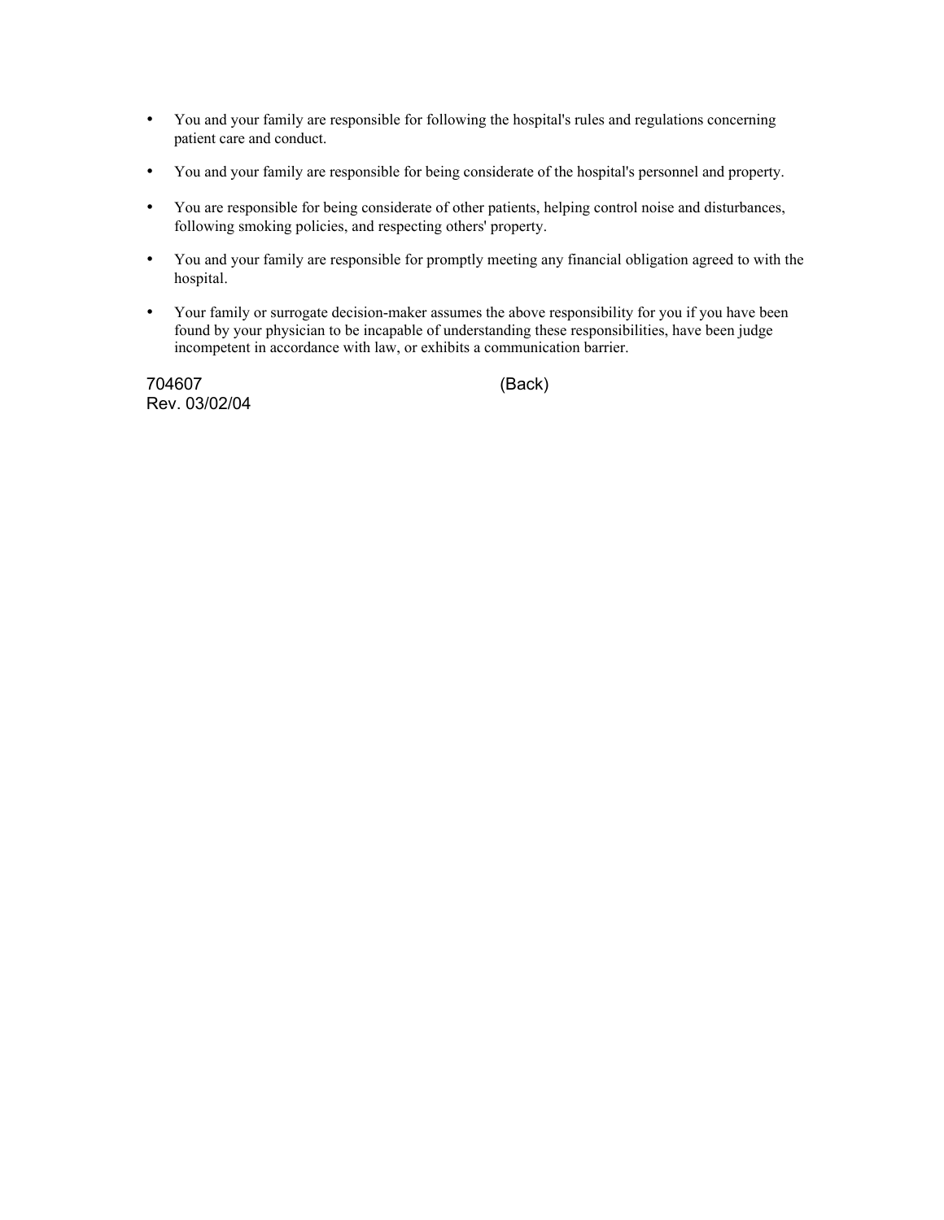- You and your family are responsible for following the hospital's rules and regulations concerning patient care and conduct.
- You and your family are responsible for being considerate of the hospital's personnel and property.
- You are responsible for being considerate of other patients, helping control noise and disturbances, following smoking policies, and respecting others' property.
- You and your family are responsible for promptly meeting any financial obligation agreed to with the hospital.
- Your family or surrogate decision-maker assumes the above responsibility for you if you have been found by your physician to be incapable of understanding these responsibilities, have been judge incompetent in accordance with law, or exhibits a communication barrier.

704607 (Back)
Rev. 03/02/04